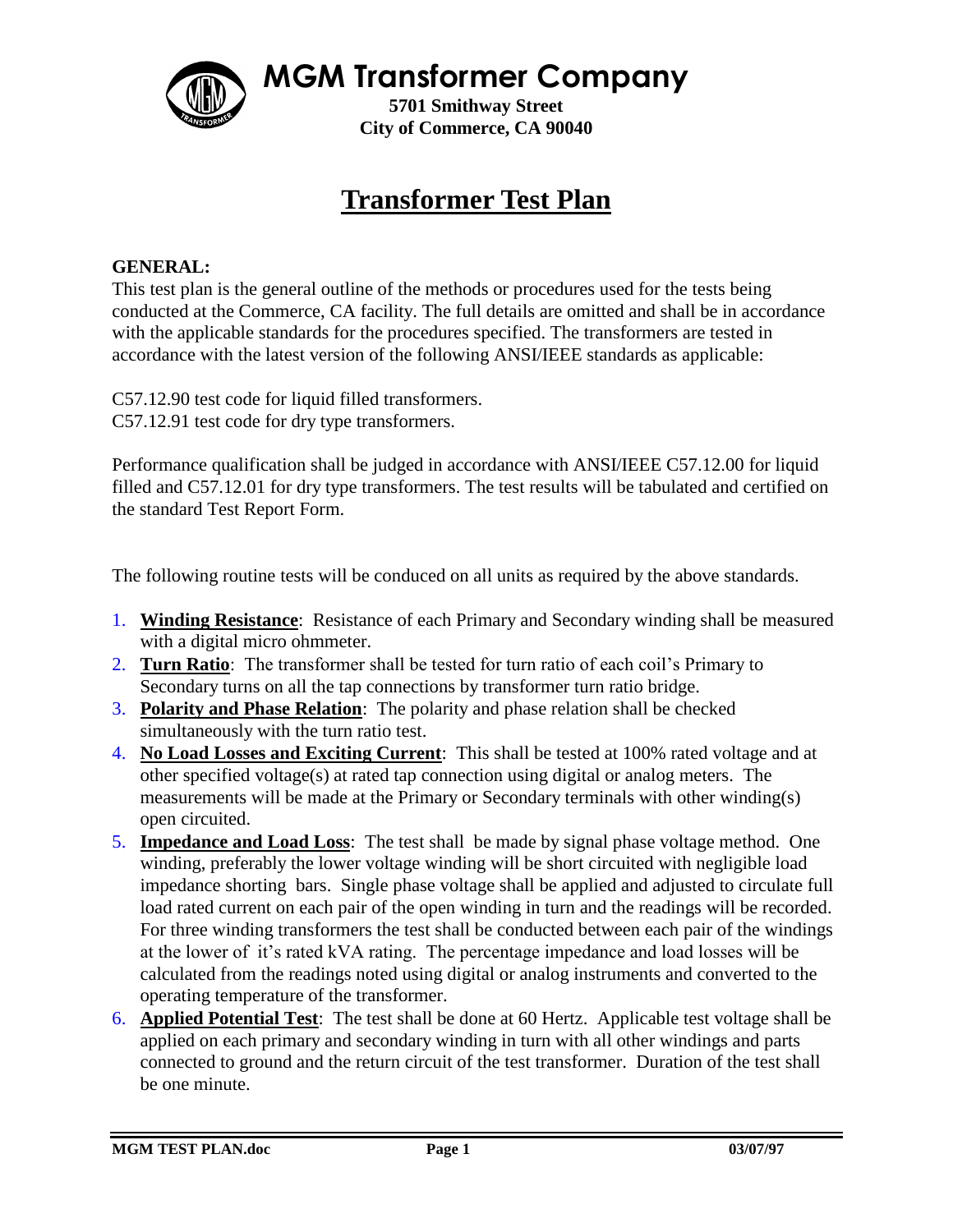# MGM Transformer Company

**5701 Smithway Street**
**City of Commerce, CA 90040**

## Transformer Test Plan

**GENERAL:**
This test plan is the general outline of the methods or procedures used for the tests being conducted at the Commerce, CA facility. The full details are omitted and shall be in accordance with the applicable standards for the procedures specified. The transformers are tested in accordance with the latest version of the following ANSI/IEEE standards as applicable:

C57.12.90 test code for liquid filled transformers.
C57.12.91 test code for dry type transformers.

Performance qualification shall be judged in accordance with ANSI/IEEE C57.12.00 for liquid filled and C57.12.01 for dry type transformers. The test results will be tabulated and certified on the standard Test Report Form.

The following routine tests will be conduced on all units as required by the above standards.

1. **Winding Resistance**: Resistance of each Primary and Secondary winding shall be measured with a digital micro ohmmeter.
2. **Turn Ratio**: The transformer shall be tested for turn ratio of each coil's Primary to Secondary turns on all the tap connections by transformer turn ratio bridge.
3. **Polarity and Phase Relation**: The polarity and phase relation shall be checked simultaneously with the turn ratio test.
4. **No Load Losses and Exciting Current**: This shall be tested at 100% rated voltage and at other specified voltage(s) at rated tap connection using digital or analog meters. The measurements will be made at the Primary or Secondary terminals with other winding(s) open circuited.
5. **Impedance and Load Loss**: The test shall be made by signal phase voltage method. One winding, preferably the lower voltage winding will be short circuited with negligible load impedance shorting bars. Single phase voltage shall be applied and adjusted to circulate full load rated current on each pair of the open winding in turn and the readings will be recorded. For three winding transformers the test shall be conducted between each pair of the windings at the lower of it's rated kVA rating. The percentage impedance and load losses will be calculated from the readings noted using digital or analog instruments and converted to the operating temperature of the transformer.
6. **Applied Potential Test**: The test shall be done at 60 Hertz. Applicable test voltage shall be applied on each primary and secondary winding in turn with all other windings and parts connected to ground and the return circuit of the test transformer. Duration of the test shall be one minute.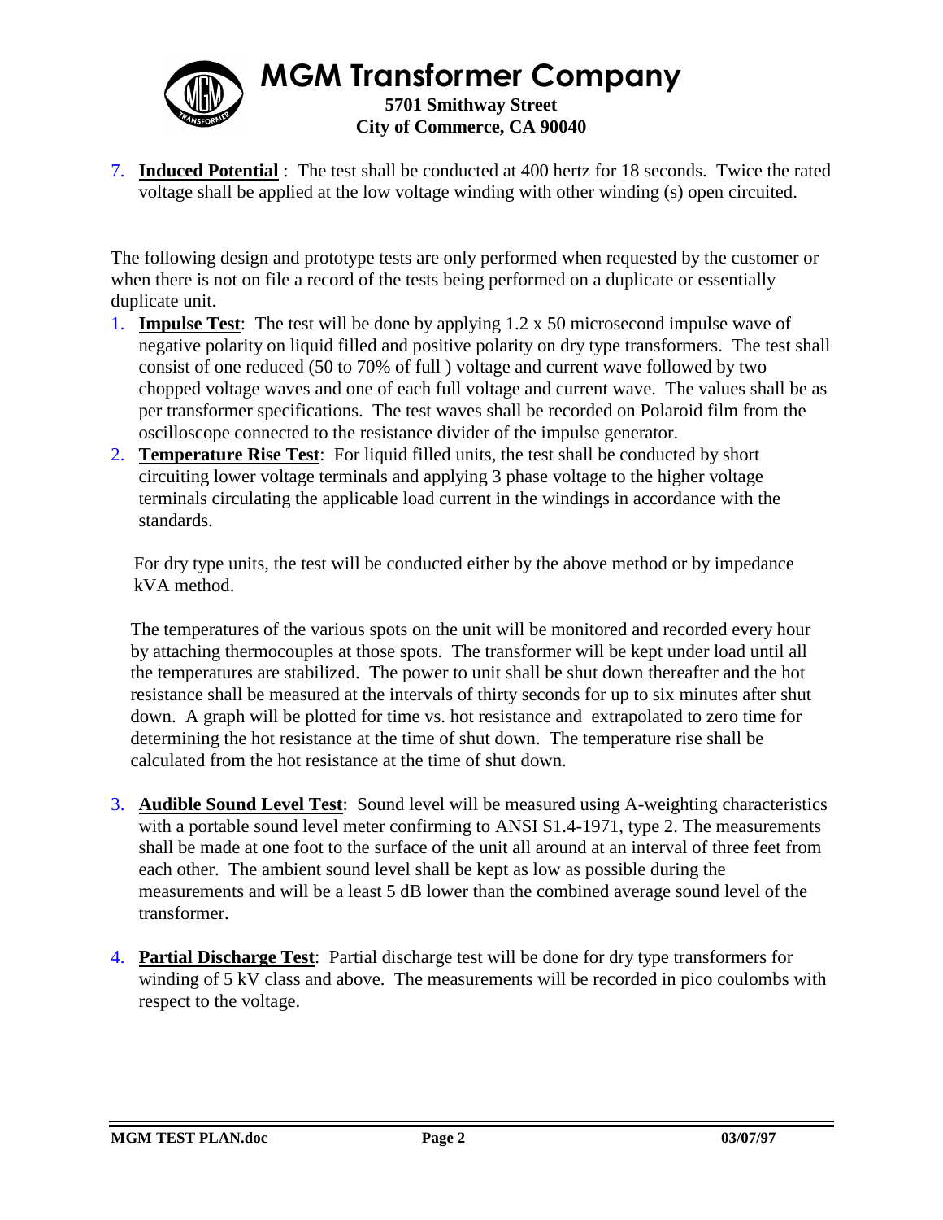7. **Induced Potential** : The test shall be conducted at 400 hertz for 18 seconds. Twice the rated voltage shall be applied at the low voltage winding with other winding (s) open circuited.

The following design and prototype tests are only performed when requested by the customer or when there is not on file a record of the tests being performed on a duplicate or essentially duplicate unit.

1. **Impulse Test**: The test will be done by applying 1.2 x 50 microsecond impulse wave of negative polarity on liquid filled and positive polarity on dry type transformers. The test shall consist of one reduced (50 to 70% of full ) voltage and current wave followed by two chopped voltage waves and one of each full voltage and current wave. The values shall be as per transformer specifications. The test waves shall be recorded on Polaroid film from the oscilloscope connected to the resistance divider of the impulse generator.
2. **Temperature Rise Test**: For liquid filled units, the test shall be conducted by short circuiting lower voltage terminals and applying 3 phase voltage to the higher voltage terminals circulating the applicable load current in the windings in accordance with the standards.

   For dry type units, the test will be conducted either by the above method or by impedance kVA method.

   The temperatures of the various spots on the unit will be monitored and recorded every hour by attaching thermocouples at those spots. The transformer will be kept under load until all the temperatures are stabilized. The power to unit shall be shut down thereafter and the hot resistance shall be measured at the intervals of thirty seconds for up to six minutes after shut down. A graph will be plotted for time vs. hot resistance and extrapolated to zero time for determining the hot resistance at the time of shut down. The temperature rise shall be calculated from the hot resistance at the time of shut down.

3. **Audible Sound Level Test**: Sound level will be measured using A-weighting characteristics with a portable sound level meter confirming to ANSI S1.4-1971, type 2. The measurements shall be made at one foot to the surface of the unit all around at an interval of three feet from each other. The ambient sound level shall be kept as low as possible during the measurements and will be a least 5 dB lower than the combined average sound level of the transformer.

4. **Partial Discharge Test**: Partial discharge test will be done for dry type transformers for winding of 5 kV class and above. The measurements will be recorded in pico coulombs with respect to the voltage.